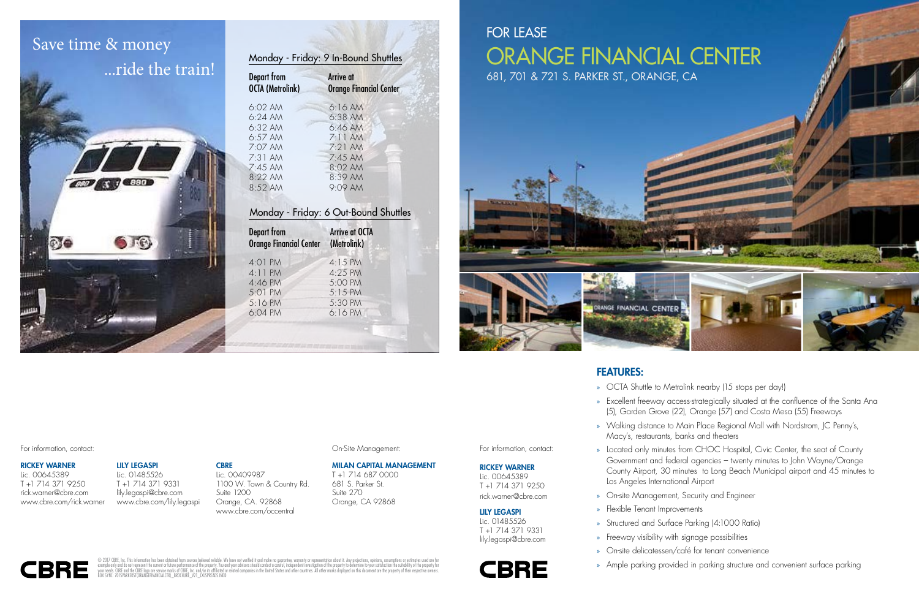# FOR LEASE

# ORANGE FINANCIAL CENTER

681, 701 & 721 S. PARKER ST., ORANGE, CA

## Save time & money ...ride the train!

### Monday - Friday: 9 In-Bound Shuttles

| Depart from OCTA (Metrolink) | Arrive at Orange Financial Center |
|---|---|
| 6:02 AM | 6:16 AM |
| 6:24 AM | 6:38 AM |
| 6:32 AM | 6:46 AM |
| 6:57 AM | 7:11 AM |
| 7:07 AM | 7:21 AM |
| 7:31 AM | 7:45 AM |
| 7:45 AM | 8:02 AM |
| 8:22 AM | 8:39 AM |
| 8:52 AM | 9:09 AM |

### Monday - Friday: 6 Out-Bound Shuttles

| Depart from Orange Financial Center | Arrive at OCTA (Metrolink) |
|---|---|
| 4:01 PM | 4:15 PM |
| 4:11 PM | 4:25 PM |
| 4:46 PM | 5:00 PM |
| 5:01 PM | 5:15 PM |
| 5:16 PM | 5:30 PM |
| 6:04 PM | 6:16 PM |

## FEATURES:

- OCTA Shuttle to Metrolink nearby (15 stops per day!)
- Excellent freeway access-strategically situated at the confluence of the Santa Ana (5), Garden Grove (22), Orange (57) and Costa Mesa (55) Freeways
- Walking distance to Main Place Regional Mall with Nordstrom, JC Penny's, Macy's, restaurants, banks and theaters
- Located only minutes from CHOC Hospital, Civic Center, the seat of County Government and federal agencies – twenty minutes to John Wayne/Orange County Airport, 30 minutes to Long Beach Municipal airport and 45 minutes to Los Angeles International Airport
- On-site Management, Security and Engineer
- Flexible Tenant Improvements
- Structured and Surface Parking (4:1000 Ratio)
- Freeway visibility with signage possibilities
- On-site delicatessen/café for tenant convenience
- Ample parking provided in parking structure and convenient surface parking

For information, contact:

**RICKEY WARNER**
Lic. 00645389
T +1 714 371 9250
rick.warner@cbre.com
www.cbre.com/rick.warner

**LILY LEGASPI**
Lic. 01485526
T +1 714 371 9331
lily.legaspi@cbre.com
www.cbre.com/lily.legaspi

**CBRE**
Lic. 00409987
1100 W. Town & Country Rd.
Suite 1200
Orange, CA. 92868
www.cbre.com/occentral

On-Site Management:

**MILAN CAPITAL MANAGEMENT**
T +1 714 687 0000
681 S. Parker St.
Suite 270
Orange, CA 92868

For information, contact:

**RICKEY WARNER**
Lic. 00645389
T +1 714 371 9250
rick.warner@cbre.com

**LILY LEGASPI**
Lic. 01485526
T +1 714 371 9331
lily.legaspi@cbre.com

CBRE

© 2017 CBRE, Inc. This information has been obtained from sources believed reliable. We have not verified it and make no guarantee, warranty or representation about it. Any projections, opinions, assumptions or estimates used are for example only and do not represent the current or future performance of the property. You and your advisors should conduct a careful, independent investigation of the property to determine to your satisfaction the suitability of the property for your needs. CBRE and the CBRE logo are service marks of CBRE, Inc. and/or its affiliated or related companies in the United States and other countries. All other marks displayed on this document are the property of their respective owners.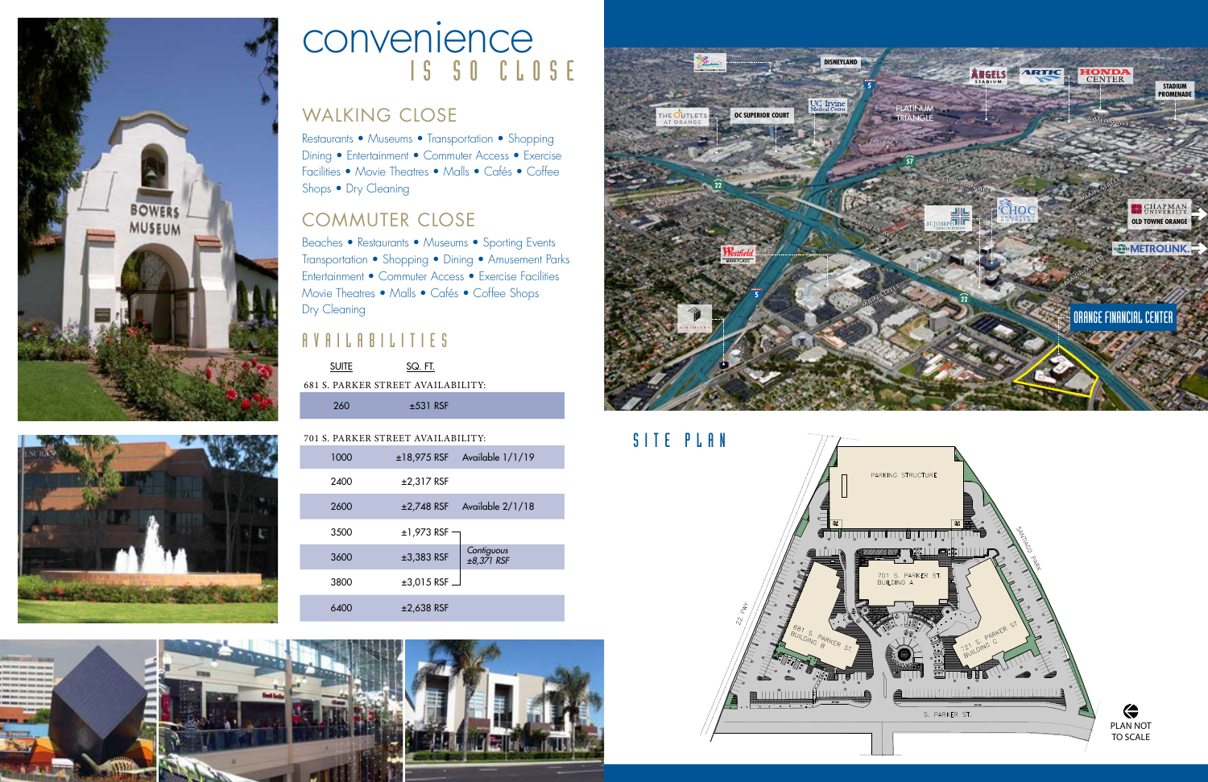# convenience
## IS SO CLOSE

## WALKING CLOSE

Restaurants • Museums • Transportation • Shopping Dining • Entertainment • Commuter Access • Exercise Facilities • Movie Theatres • Malls • Cafés • Coffee Shops • Dry Cleaning

## COMMUTER CLOSE

Beaches • Restaurants • Museums • Sporting Events Transportation • Shopping • Dining • Amusement Parks Entertainment • Commuter Access • Exercise Facilities Movie Theatres • Malls • Cafés • Coffee Shops Dry Cleaning

## AVAILABILITIES

681 S. PARKER STREET AVAILABILITY:

| SUITE | SQ. FT. | |
|---|---|---|
| 260 | ±531 RSF | |

701 S. PARKER STREET AVAILABILITY:

| SUITE | SQ. FT. | |
|---|---|---|
| 1000 | ±18,975 RSF | Available 1/1/19 |
| 2400 | ±2,317 RSF | |
| 2600 | ±2,748 RSF | Available 2/1/18 |
| 3500 | ±1,973 RSF | *Contiguous ±8,371 RSF* |
| 3600 | ±3,383 RSF | |
| 3800 | ±3,015 RSF | |
| 6400 | ±2,638 RSF | |

DISNEYLAND
THE OUTLETS AT ORANGE
OC SUPERIOR COURT
UC Irvine Medical Center
PLATINUM TRIANGLE
ANGELS STADIUM
ARTIC
HONDA CENTER
STADIUM PROMENADE
ST. JOSEPH
CHOC
CHAPMAN UNIVERSITY
OLD TOWNE ORANGE
METROLINK
Westfield MAIN PLACE
ORANGE FINANCIAL CENTER

## SITE PLAN

PARKING STRUCTURE
701 S. PARKER ST. BUILDING A
681 S. PARKER ST. BUILDING B
721 S. PARKER ST. BUILDING C
SANTIAGO PARK
22 FWY
S. PARKER ST.
PLAN NOT TO SCALE